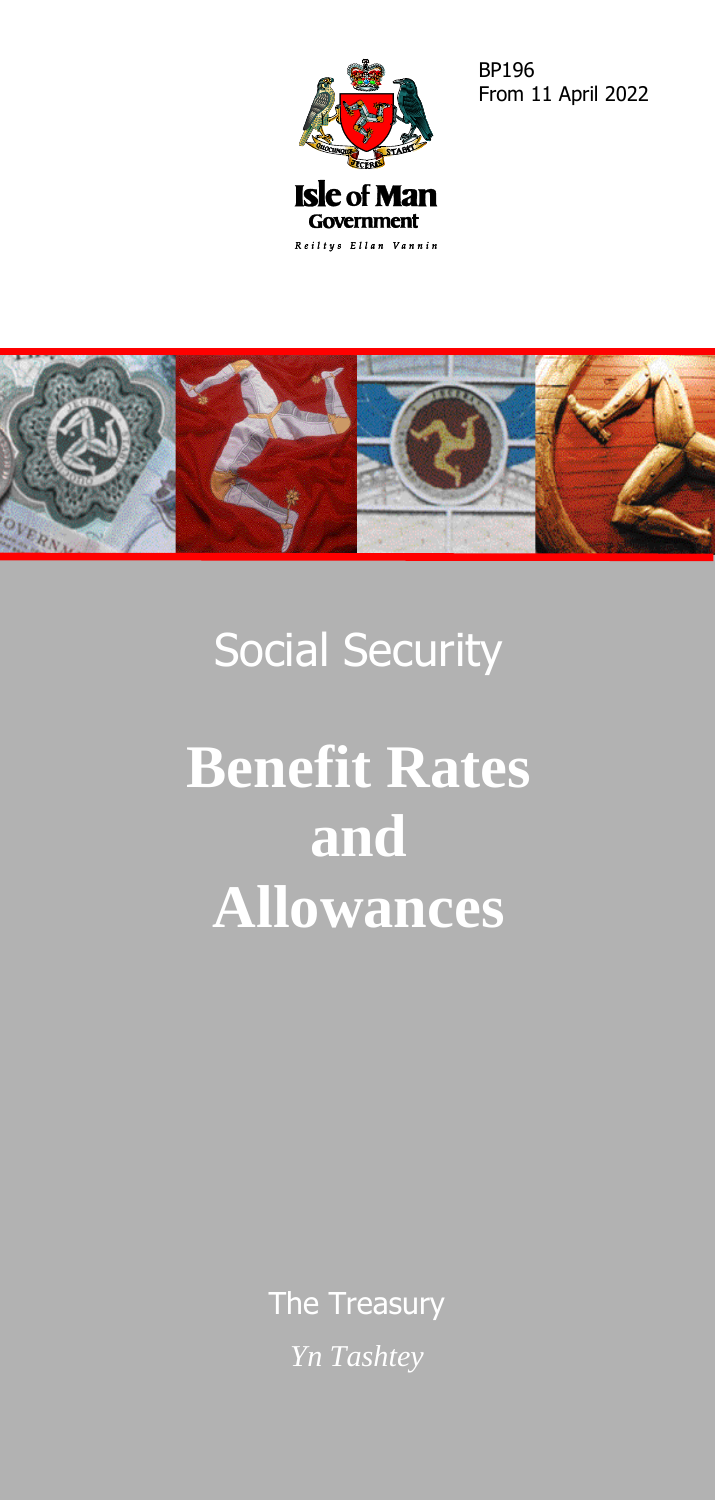BP196
From 11 April 2022

**Isle of Man**
**Government**
*Reiltys Ellan Vannin*

# Social Security

# Benefit Rates and Allowances

The Treasury
*Yn Tashtey*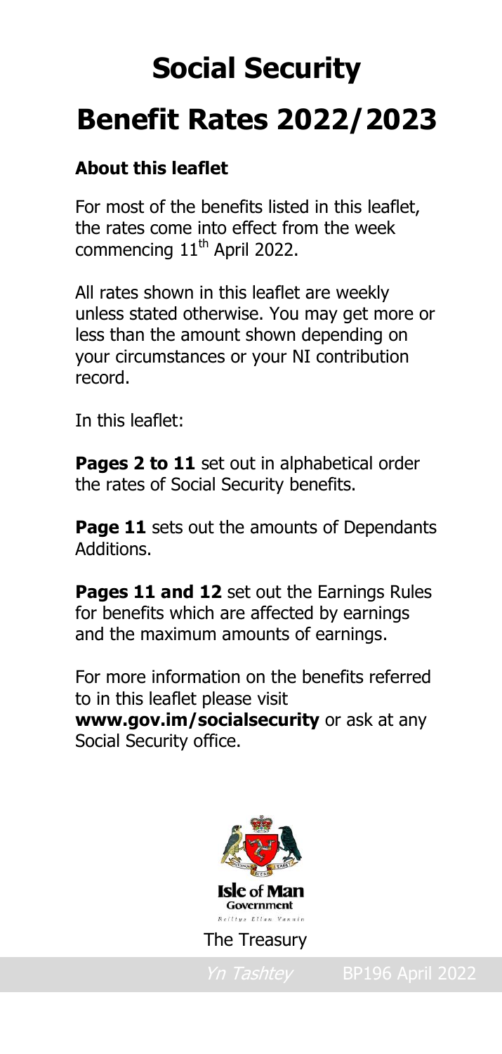# Social Security

# Benefit Rates 2022/2023

### About this leaflet

For most of the benefits listed in this leaflet, the rates come into effect from the week commencing 11th April 2022.

All rates shown in this leaflet are weekly unless stated otherwise. You may get more or less than the amount shown depending on your circumstances or your NI contribution record.

In this leaflet:

**Pages 2 to 11** set out in alphabetical order the rates of Social Security benefits.

**Page 11** sets out the amounts of Dependants Additions.

**Pages 11 and 12** set out the Earnings Rules for benefits which are affected by earnings and the maximum amounts of earnings.

For more information on the benefits referred to in this leaflet please visit **www.gov.im/socialsecurity** or ask at any Social Security office.

Isle of Man Government

Reiltys Ellan Vannin

The Treasury

*Yn Tashtey* BP196 April 2022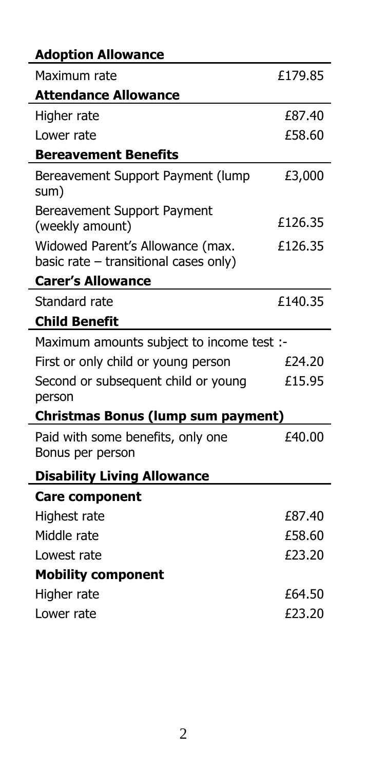| | |
|---|---|
| **Adoption Allowance** | |
| Maximum rate | £179.85 |
| **Attendance Allowance** | |
| Higher rate | £87.40 |
| Lower rate | £58.60 |
| **Bereavement Benefits** | |
| Bereavement Support Payment (lump sum) | £3,000 |
| Bereavement Support Payment (weekly amount) | £126.35 |
| Widowed Parent's Allowance (max. basic rate – transitional cases only) | £126.35 |
| **Carer's Allowance** | |
| Standard rate | £140.35 |
| **Child Benefit** | |
| Maximum amounts subject to income test :- | |
| First or only child or young person | £24.20 |
| Second or subsequent child or young person | £15.95 |
| **Christmas Bonus (lump sum payment)** | |
| Paid with some benefits, only one Bonus per person | £40.00 |
| **Disability Living Allowance** | |
| **Care component** | |
| Highest rate | £87.40 |
| Middle rate | £58.60 |
| Lowest rate | £23.20 |
| **Mobility component** | |
| Higher rate | £64.50 |
| Lower rate | £23.20 |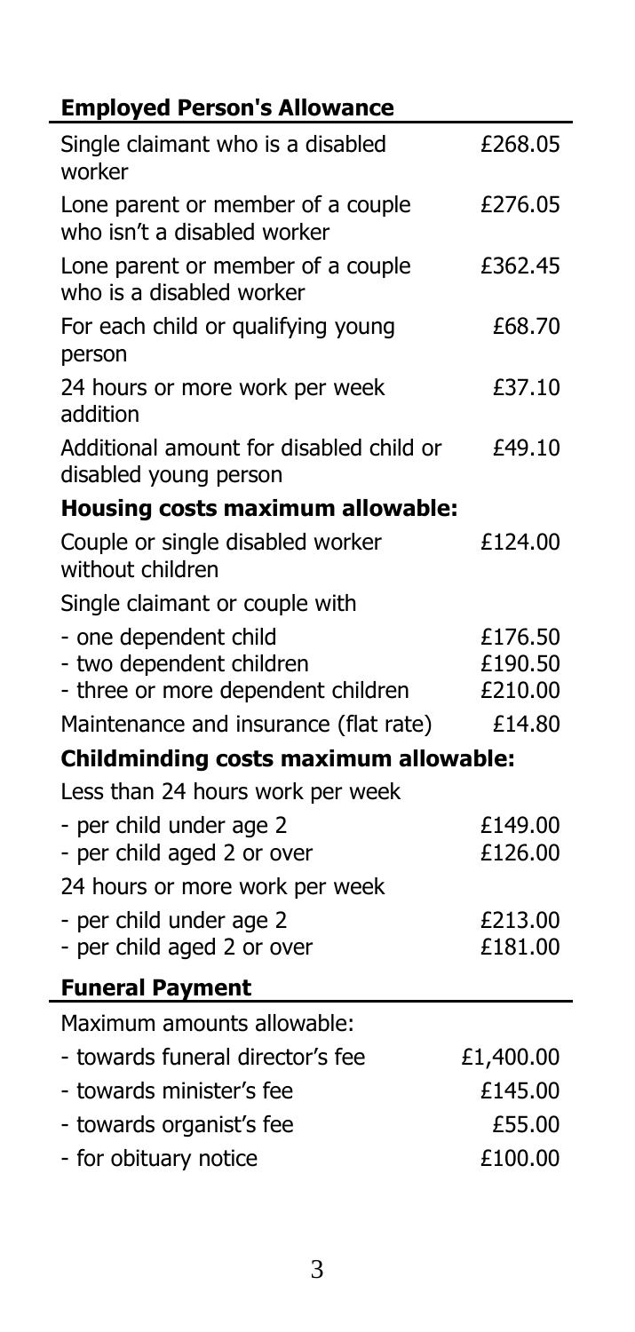## Employed Person's Allowance

| | |
|---|---|
| Single claimant who is a disabled worker | £268.05 |
| Lone parent or member of a couple who isn't a disabled worker | £276.05 |
| Lone parent or member of a couple who is a disabled worker | £362.45 |
| For each child or qualifying young person | £68.70 |
| 24 hours or more work per week addition | £37.10 |
| Additional amount for disabled child or disabled young person | £49.10 |
| **Housing costs maximum allowable:** | |
| Couple or single disabled worker without children | £124.00 |
| Single claimant or couple with | |
| - one dependent child | £176.50 |
| - two dependent children | £190.50 |
| - three or more dependent children | £210.00 |
| Maintenance and insurance (flat rate) | £14.80 |
| **Childminding costs maximum allowable:** | |
| Less than 24 hours work per week | |
| - per child under age 2 | £149.00 |
| - per child aged 2 or over | £126.00 |
| 24 hours or more work per week | |
| - per child under age 2 | £213.00 |
| - per child aged 2 or over | £181.00 |

## Funeral Payment

| | |
|---|---|
| Maximum amounts allowable: | |
| - towards funeral director's fee | £1,400.00 |
| - towards minister's fee | £145.00 |
| - towards organist's fee | £55.00 |
| - for obituary notice | £100.00 |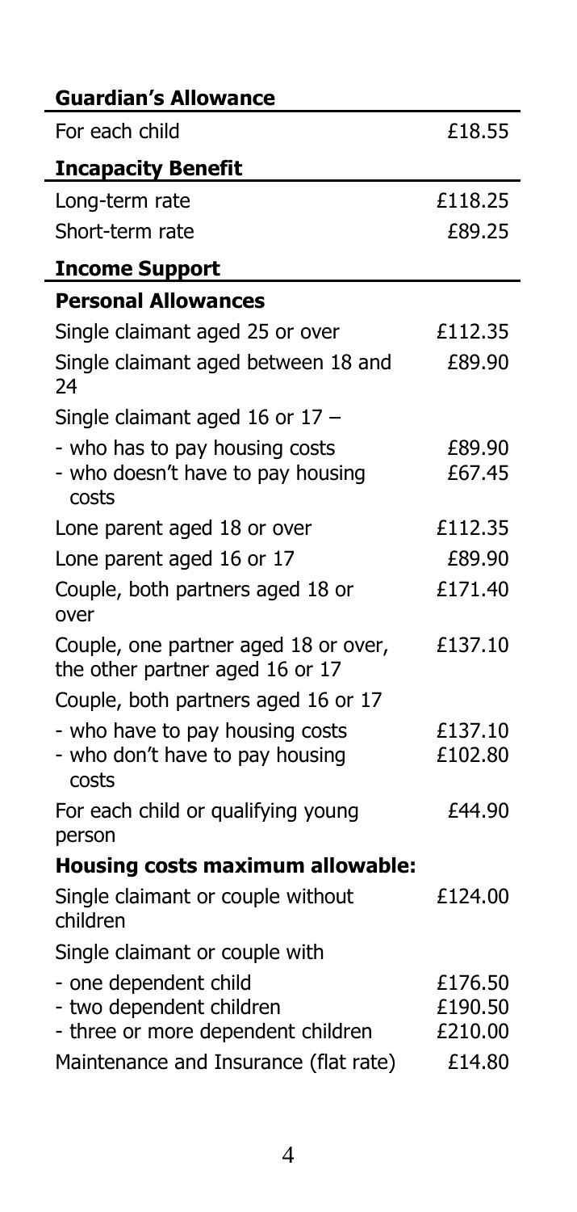## Guardian's Allowance

| | |
|---|---|
| For each child | £18.55 |

## Incapacity Benefit

| | |
|---|---|
| Long-term rate | £118.25 |
| Short-term rate | £89.25 |

## Income Support

| | |
|---|---|
| **Personal Allowances** | |
| Single claimant aged 25 or over | £112.35 |
| Single claimant aged between 18 and 24 | £89.90 |
| Single claimant aged 16 or 17 – | |
| - who has to pay housing costs | £89.90 |
| - who doesn't have to pay housing costs | £67.45 |
| Lone parent aged 18 or over | £112.35 |
| Lone parent aged 16 or 17 | £89.90 |
| Couple, both partners aged 18 or over | £171.40 |
| Couple, one partner aged 18 or over, the other partner aged 16 or 17 | £137.10 |
| Couple, both partners aged 16 or 17 | |
| - who have to pay housing costs | £137.10 |
| - who don't have to pay housing costs | £102.80 |
| For each child or qualifying young person | £44.90 |
| **Housing costs maximum allowable:** | |
| Single claimant or couple without children | £124.00 |
| Single claimant or couple with | |
| - one dependent child | £176.50 |
| - two dependent children | £190.50 |
| - three or more dependent children | £210.00 |
| Maintenance and Insurance (flat rate) | £14.80 |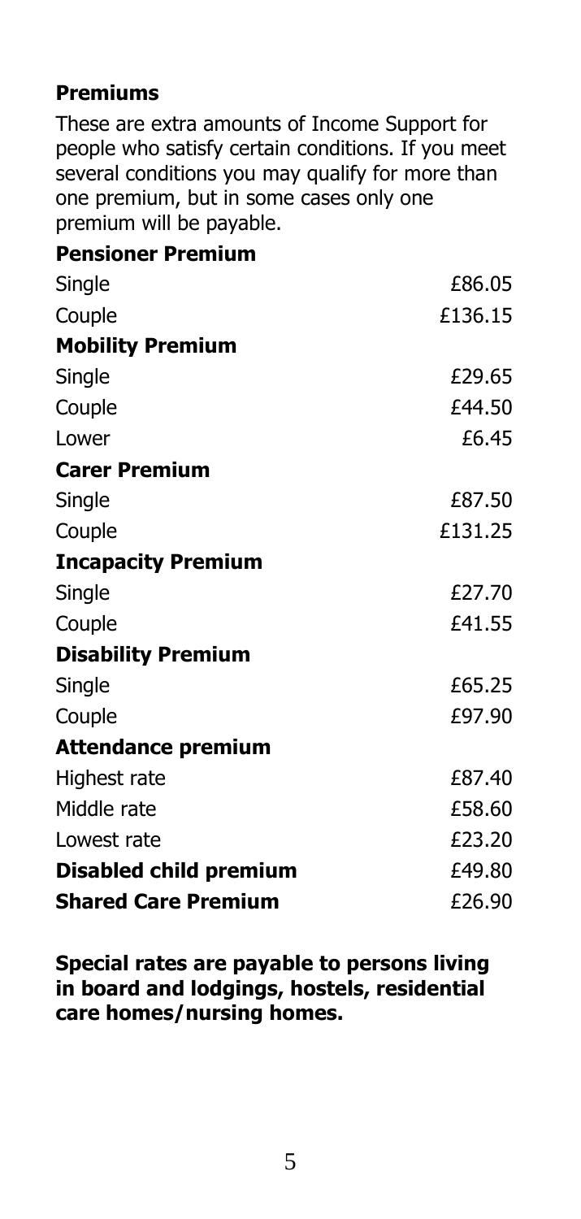## Premiums

These are extra amounts of Income Support for people who satisfy certain conditions. If you meet several conditions you may qualify for more than one premium, but in some cases only one premium will be payable.

| | |
|---|---|
| **Pensioner Premium** | |
| Single | £86.05 |
| Couple | £136.15 |
| **Mobility Premium** | |
| Single | £29.65 |
| Couple | £44.50 |
| Lower | £6.45 |
| **Carer Premium** | |
| Single | £87.50 |
| Couple | £131.25 |
| **Incapacity Premium** | |
| Single | £27.70 |
| Couple | £41.55 |
| **Disability Premium** | |
| Single | £65.25 |
| Couple | £97.90 |
| **Attendance premium** | |
| Highest rate | £87.40 |
| Middle rate | £58.60 |
| Lowest rate | £23.20 |
| **Disabled child premium** | £49.80 |
| **Shared Care Premium** | £26.90 |

**Special rates are payable to persons living in board and lodgings, hostels, residential care homes/nursing homes.**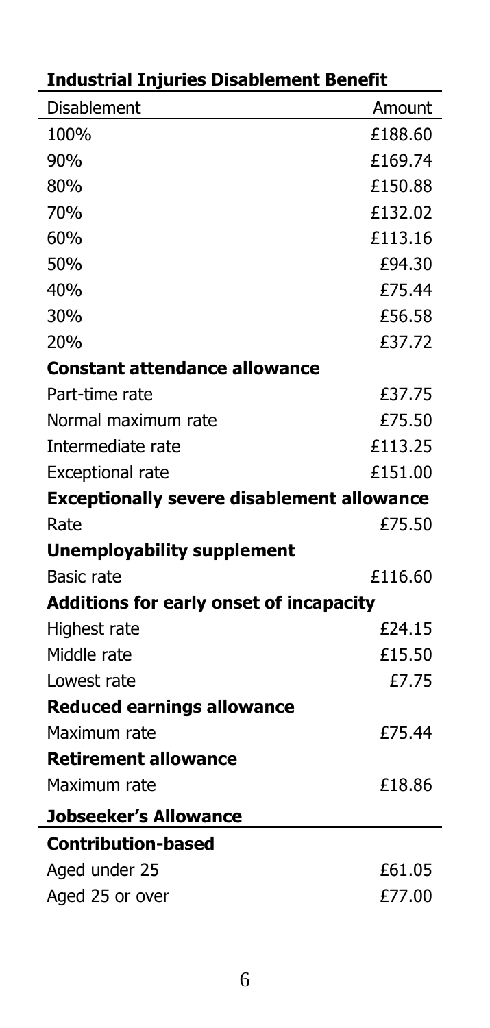## Industrial Injuries Disablement Benefit

| Disablement | Amount |
|---|---|
| 100% | £188.60 |
| 90% | £169.74 |
| 80% | £150.88 |
| 70% | £132.02 |
| 60% | £113.16 |
| 50% | £94.30 |
| 40% | £75.44 |
| 30% | £56.58 |
| 20% | £37.72 |
| **Constant attendance allowance** | |
| Part-time rate | £37.75 |
| Normal maximum rate | £75.50 |
| Intermediate rate | £113.25 |
| Exceptional rate | £151.00 |
| **Exceptionally severe disablement allowance** | |
| Rate | £75.50 |
| **Unemployability supplement** | |
| Basic rate | £116.60 |
| **Additions for early onset of incapacity** | |
| Highest rate | £24.15 |
| Middle rate | £15.50 |
| Lowest rate | £7.75 |
| **Reduced earnings allowance** | |
| Maximum rate | £75.44 |
| **Retirement allowance** | |
| Maximum rate | £18.86 |

## Jobseeker's Allowance

| | |
|---|---|
| **Contribution-based** | |
| Aged under 25 | £61.05 |
| Aged 25 or over | £77.00 |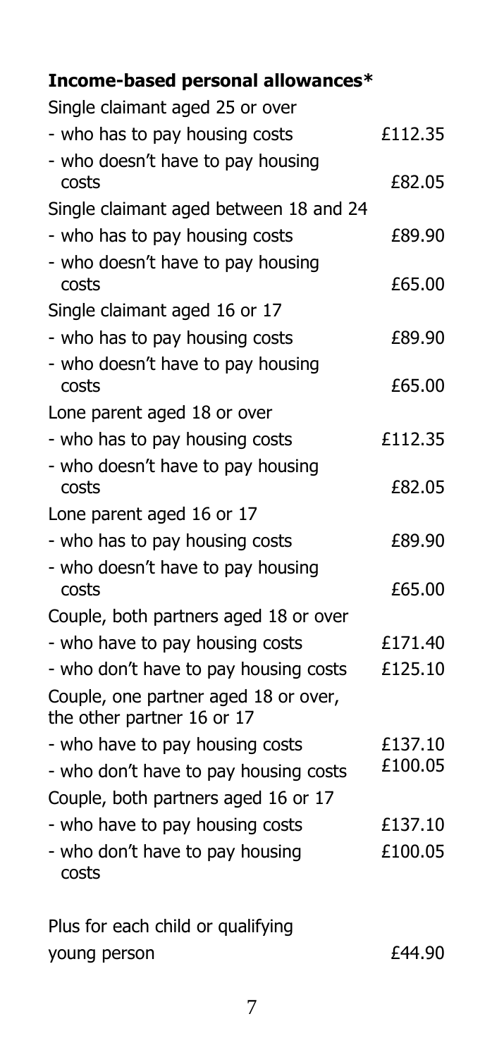**Income-based personal allowances***

| | |
|---|---|
| Single claimant aged 25 or over | |
| - who has to pay housing costs | £112.35 |
| - who doesn't have to pay housing costs | £82.05 |
| Single claimant aged between 18 and 24 | |
| - who has to pay housing costs | £89.90 |
| - who doesn't have to pay housing costs | £65.00 |
| Single claimant aged 16 or 17 | |
| - who has to pay housing costs | £89.90 |
| - who doesn't have to pay housing costs | £65.00 |
| Lone parent aged 18 or over | |
| - who has to pay housing costs | £112.35 |
| - who doesn't have to pay housing costs | £82.05 |
| Lone parent aged 16 or 17 | |
| - who has to pay housing costs | £89.90 |
| - who doesn't have to pay housing costs | £65.00 |
| Couple, both partners aged 18 or over | |
| - who have to pay housing costs | £171.40 |
| - who don't have to pay housing costs | £125.10 |
| Couple, one partner aged 18 or over, the other partner 16 or 17 | |
| - who have to pay housing costs | £137.10 |
| - who don't have to pay housing costs | £100.05 |
| Couple, both partners aged 16 or 17 | |
| - who have to pay housing costs | £137.10 |
| - who don't have to pay housing costs | £100.05 |
| Plus for each child or qualifying young person | £44.90 |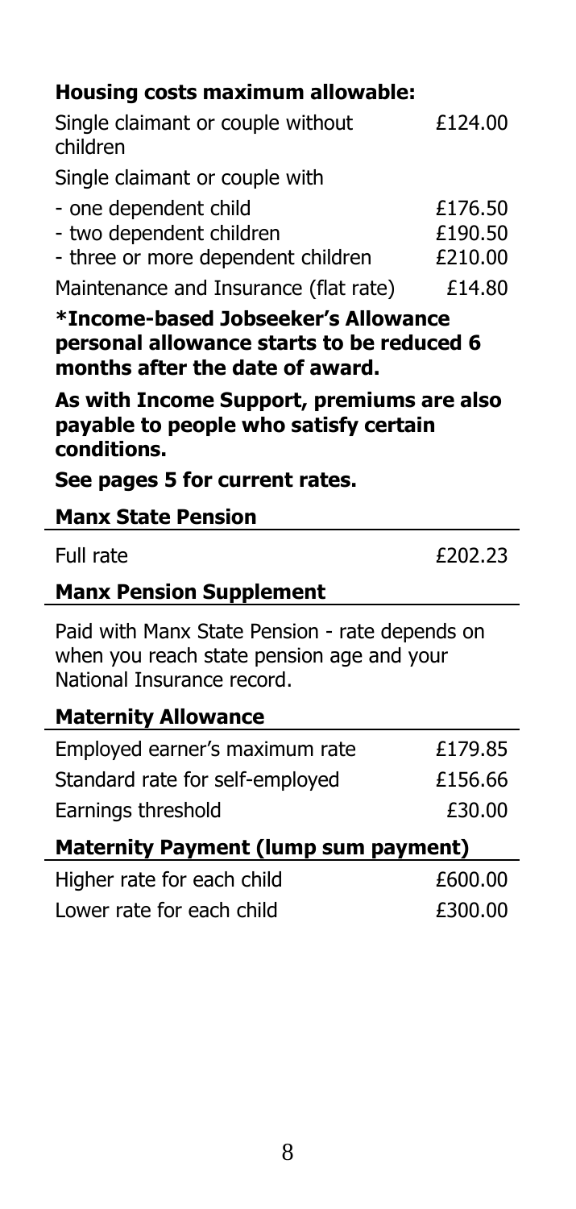**Housing costs maximum allowable:**

| | |
|---|---|
| Single claimant or couple without children | £124.00 |
| Single claimant or couple with | |
| - one dependent child | £176.50 |
| - two dependent children | £190.50 |
| - three or more dependent children | £210.00 |
| Maintenance and Insurance (flat rate) | £14.80 |

**\*Income-based Jobseeker's Allowance personal allowance starts to be reduced 6 months after the date of award.**

**As with Income Support, premiums are also payable to people who satisfy certain conditions.**

**See pages 5 for current rates.**

## Manx State Pension

| | |
|---|---|
| Full rate | £202.23 |

## Manx Pension Supplement

Paid with Manx State Pension - rate depends on when you reach state pension age and your National Insurance record.

## Maternity Allowance

| | |
|---|---|
| Employed earner's maximum rate | £179.85 |
| Standard rate for self-employed | £156.66 |
| Earnings threshold | £30.00 |

## Maternity Payment (lump sum payment)

| | |
|---|---|
| Higher rate for each child | £600.00 |
| Lower rate for each child | £300.00 |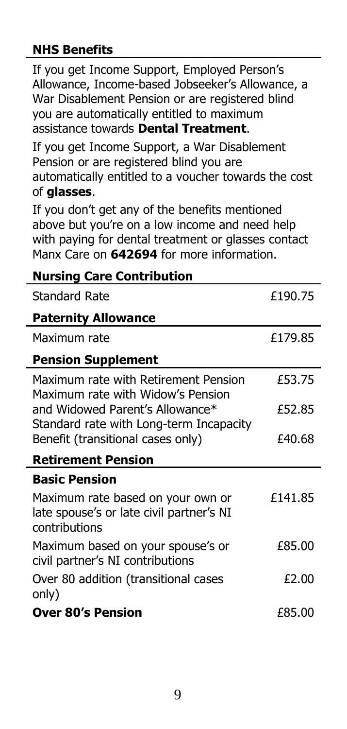### NHS Benefits

If you get Income Support, Employed Person's Allowance, Income-based Jobseeker's Allowance, a War Disablement Pension or are registered blind you are automatically entitled to maximum assistance towards **Dental Treatment**.

If you get Income Support, a War Disablement Pension or are registered blind you are automatically entitled to a voucher towards the cost of **glasses**.

If you don't get any of the benefits mentioned above but you're on a low income and need help with paying for dental treatment or glasses contact Manx Care on **642694** for more information.

### Nursing Care Contribution

| | |
|---|---|
| Standard Rate | £190.75 |

### Paternity Allowance

| | |
|---|---|
| Maximum rate | £179.85 |

### Pension Supplement

| | |
|---|---|
| Maximum rate with Retirement Pension | £53.75 |
| Maximum rate with Widow's Pension and Widowed Parent's Allowance* | £52.85 |
| Standard rate with Long-term Incapacity Benefit (transitional cases only) | £40.68 |

### Retirement Pension

**Basic Pension**

| | |
|---|---|
| Maximum rate based on your own or late spouse's or late civil partner's NI contributions | £141.85 |
| Maximum based on your spouse's or civil partner's NI contributions | £85.00 |
| Over 80 addition (transitional cases only) | £2.00 |
| **Over 80's Pension** | £85.00 |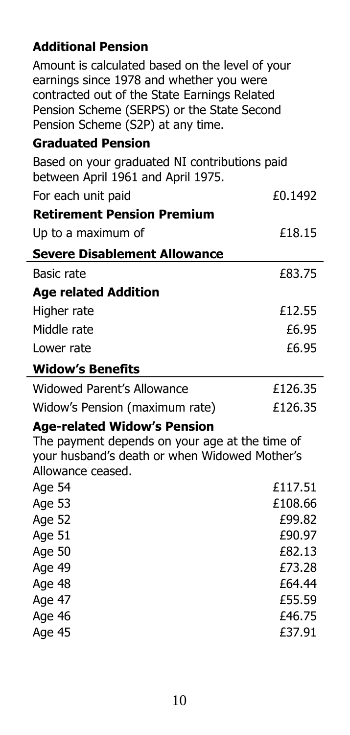**Additional Pension**

Amount is calculated based on the level of your earnings since 1978 and whether you were contracted out of the State Earnings Related Pension Scheme (SERPS) or the State Second Pension Scheme (S2P) at any time.

**Graduated Pension**

Based on your graduated NI contributions paid between April 1961 and April 1975.

| | |
|---|---|
| For each unit paid | £0.1492 |

**Retirement Pension Premium**

| | |
|---|---|
| Up to a maximum of | £18.15 |

**Severe Disablement Allowance**

| | |
|---|---|
| Basic rate | £83.75 |

**Age related Addition**

| | |
|---|---|
| Higher rate | £12.55 |
| Middle rate | £6.95 |
| Lower rate | £6.95 |

**Widow's Benefits**

| | |
|---|---|
| Widowed Parent's Allowance | £126.35 |
| Widow's Pension (maximum rate) | £126.35 |

**Age-related Widow's Pension**

The payment depends on your age at the time of your husband's death or when Widowed Mother's Allowance ceased.

| | |
|---|---|
| Age 54 | £117.51 |
| Age 53 | £108.66 |
| Age 52 | £99.82 |
| Age 51 | £90.97 |
| Age 50 | £82.13 |
| Age 49 | £73.28 |
| Age 48 | £64.44 |
| Age 47 | £55.59 |
| Age 46 | £46.75 |
| Age 45 | £37.91 |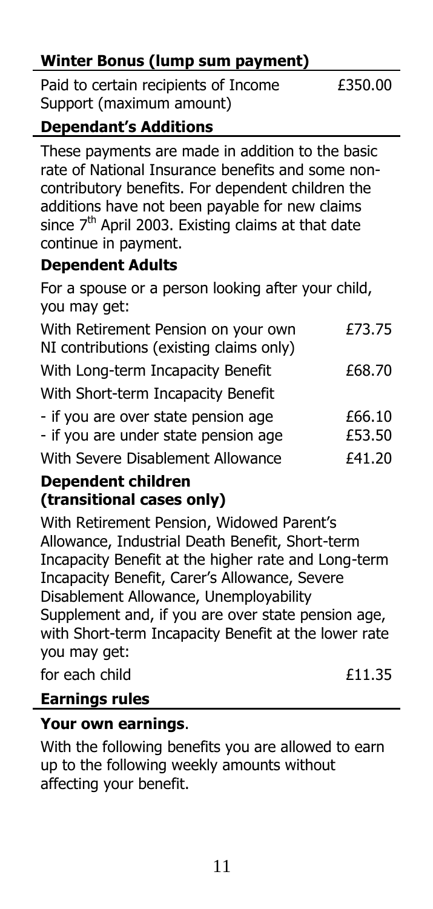## Winter Bonus (lump sum payment)

| | |
|---|---|
| Paid to certain recipients of Income Support (maximum amount) | £350.00 |

## Dependant's Additions

These payments are made in addition to the basic rate of National Insurance benefits and some non-contributory benefits. For dependent children the additions have not been payable for new claims since 7th April 2003. Existing claims at that date continue in payment.

### Dependent Adults

For a spouse or a person looking after your child, you may get:

| | |
|---|---|
| With Retirement Pension on your own NI contributions (existing claims only) | £73.75 |
| With Long-term Incapacity Benefit | £68.70 |
| With Short-term Incapacity Benefit | |
| - if you are over state pension age | £66.10 |
| - if you are under state pension age | £53.50 |
| With Severe Disablement Allowance | £41.20 |

### Dependent children (transitional cases only)

With Retirement Pension, Widowed Parent's Allowance, Industrial Death Benefit, Short-term Incapacity Benefit at the higher rate and Long-term Incapacity Benefit, Carer's Allowance, Severe Disablement Allowance, Unemployability Supplement and, if you are over state pension age, with Short-term Incapacity Benefit at the lower rate you may get:

| | |
|---|---|
| for each child | £11.35 |

## Earnings rules

### Your own earnings.

With the following benefits you are allowed to earn up to the following weekly amounts without affecting your benefit.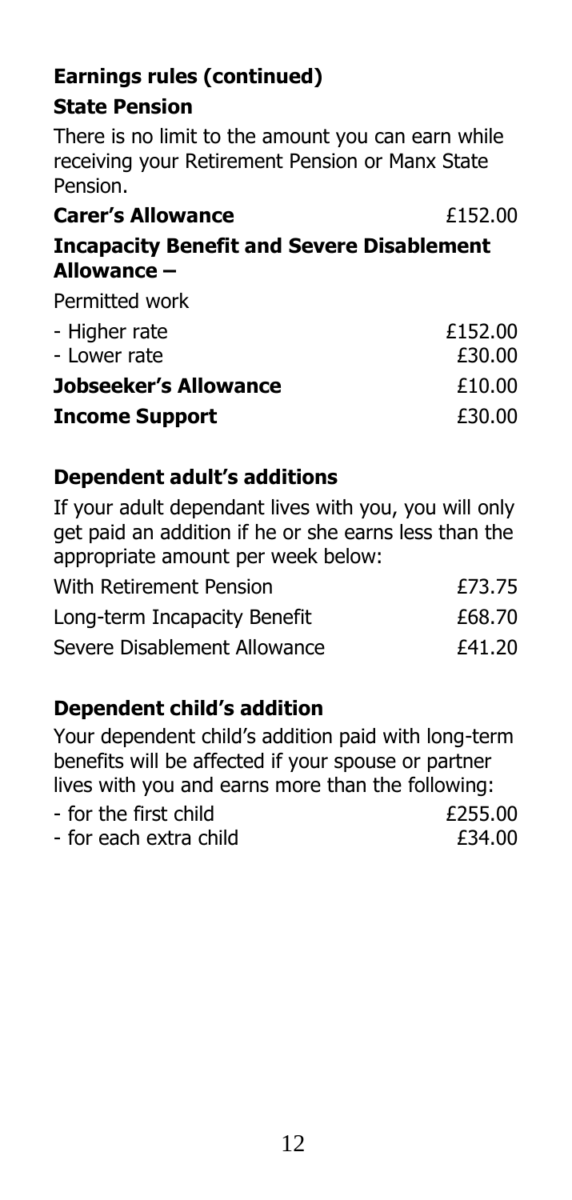## Earnings rules (continued)

### State Pension

There is no limit to the amount you can earn while receiving your Retirement Pension or Manx State Pension.

| | |
|---|---|
| **Carer's Allowance** | £152.00 |
| **Incapacity Benefit and Severe Disablement Allowance –** | |
| Permitted work | |
| - Higher rate | £152.00 |
| - Lower rate | £30.00 |
| **Jobseeker's Allowance** | £10.00 |
| **Income Support** | £30.00 |

### Dependent adult's additions

If your adult dependant lives with you, you will only get paid an addition if he or she earns less than the appropriate amount per week below:

| | |
|---|---|
| With Retirement Pension | £73.75 |
| Long-term Incapacity Benefit | £68.70 |
| Severe Disablement Allowance | £41.20 |

### Dependent child's addition

Your dependent child's addition paid with long-term benefits will be affected if your spouse or partner lives with you and earns more than the following:

| | |
|---|---|
| - for the first child | £255.00 |
| - for each extra child | £34.00 |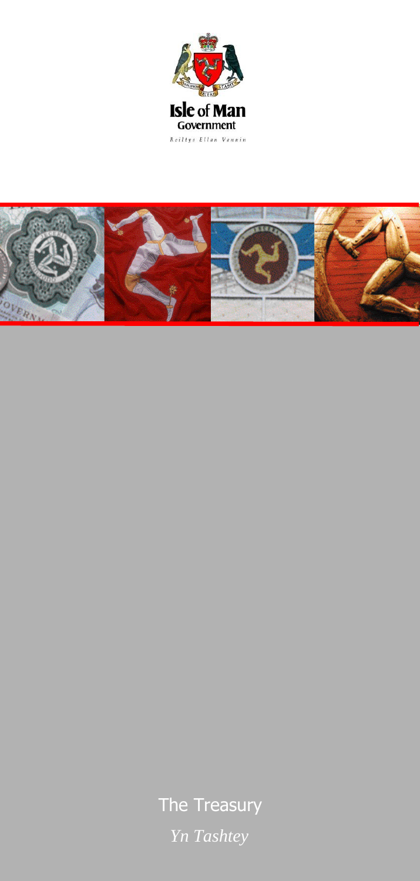Isle of Man Government

Reiltys Ellan Vannin

The Treasury

*Yn Tashtey*